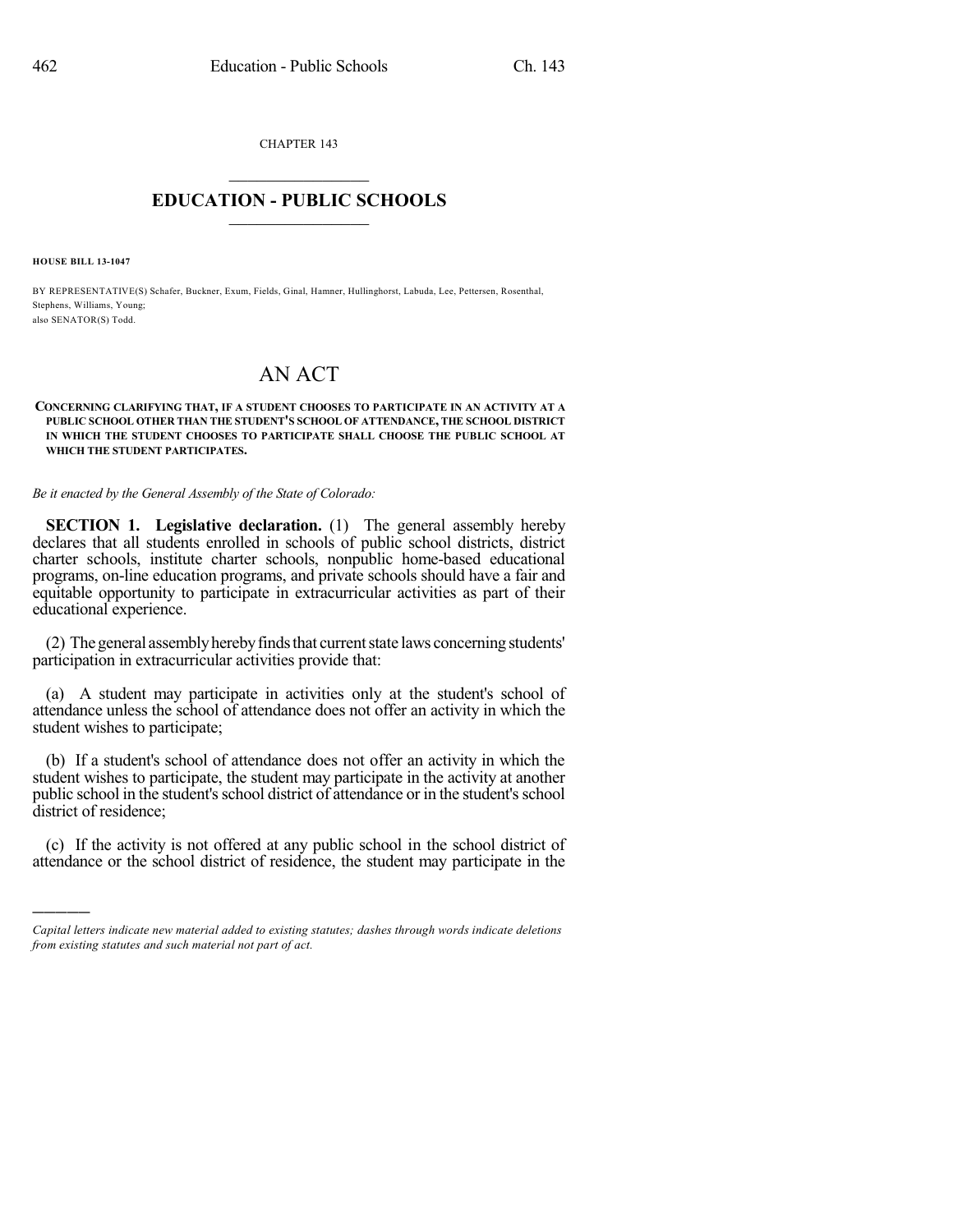CHAPTER 143

# EDUCATION - PUBLIC SCHOOLS

**HOUSE BILL 13-1047**

BY REPRESENTATIVE(S) Schafer, Buckner, Exum, Fields, Ginal, Hamner, Hullinghorst, Labuda, Lee, Pettersen, Rosenthal, Stephens, Williams, Young;
also SENATOR(S) Todd.

# AN ACT

**CONCERNING CLARIFYING THAT, IF A STUDENT CHOOSES TO PARTICIPATE IN AN ACTIVITY AT A PUBLIC SCHOOL OTHER THAN THE STUDENT'S SCHOOL OF ATTENDANCE, THE SCHOOL DISTRICT IN WHICH THE STUDENT CHOOSES TO PARTICIPATE SHALL CHOOSE THE PUBLIC SCHOOL AT WHICH THE STUDENT PARTICIPATES.**

*Be it enacted by the General Assembly of the State of Colorado:*

**SECTION 1. Legislative declaration.** (1) The general assembly hereby declares that all students enrolled in schools of public school districts, district charter schools, institute charter schools, nonpublic home-based educational programs, on-line education programs, and private schools should have a fair and equitable opportunity to participate in extracurricular activities as part of their educational experience.

(2) The general assembly hereby finds that current state laws concerning students' participation in extracurricular activities provide that:

(a) A student may participate in activities only at the student's school of attendance unless the school of attendance does not offer an activity in which the student wishes to participate;

(b) If a student's school of attendance does not offer an activity in which the student wishes to participate, the student may participate in the activity at another public school in the student's school district of attendance or in the student's school district of residence;

(c) If the activity is not offered at any public school in the school district of attendance or the school district of residence, the student may participate in the

*Capital letters indicate new material added to existing statutes; dashes through words indicate deletions from existing statutes and such material not part of act.*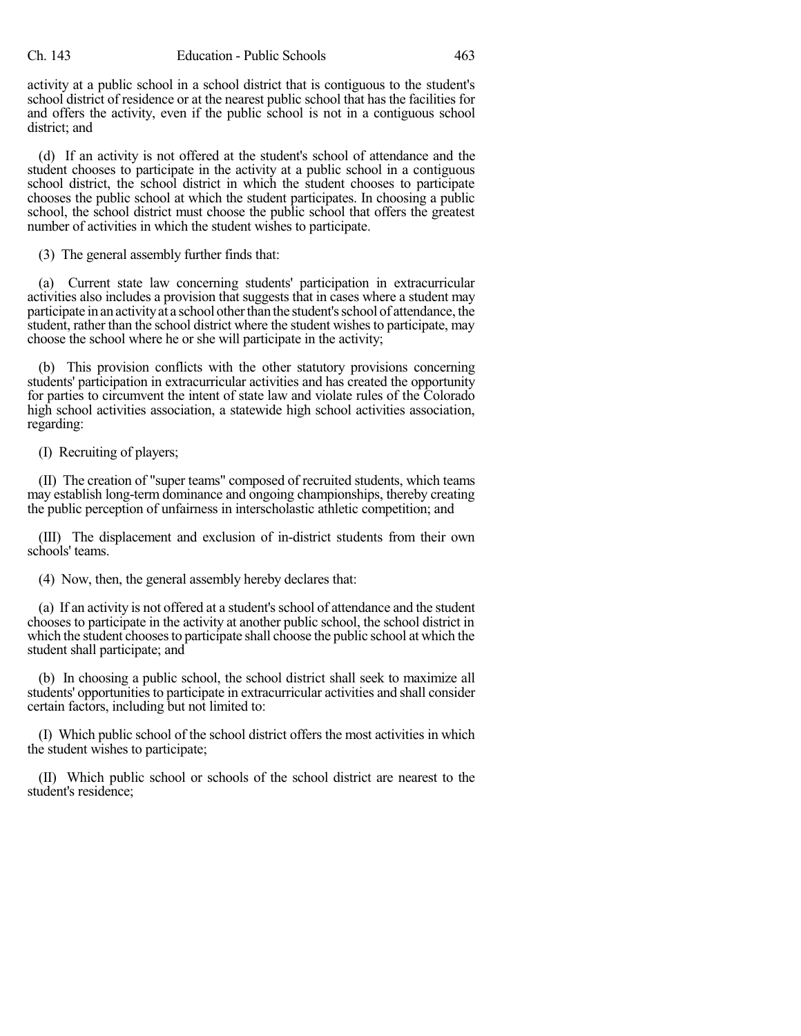activity at a public school in a school district that is contiguous to the student's school district of residence or at the nearest public school that has the facilities for and offers the activity, even if the public school is not in a contiguous school district; and

(d) If an activity is not offered at the student's school of attendance and the student chooses to participate in the activity at a public school in a contiguous school district, the school district in which the student chooses to participate chooses the public school at which the student participates. In choosing a public school, the school district must choose the public school that offers the greatest number of activities in which the student wishes to participate.

(3) The general assembly further finds that:

(a) Current state law concerning students' participation in extracurricular activities also includes a provision that suggests that in cases where a student may participate in an activity at a school other than the student's school of attendance, the student, rather than the school district where the student wishes to participate, may choose the school where he or she will participate in the activity;

(b) This provision conflicts with the other statutory provisions concerning students' participation in extracurricular activities and has created the opportunity for parties to circumvent the intent of state law and violate rules of the Colorado high school activities association, a statewide high school activities association, regarding:

(I) Recruiting of players;

(II) The creation of "super teams" composed of recruited students, which teams may establish long-term dominance and ongoing championships, thereby creating the public perception of unfairness in interscholastic athletic competition; and

(III) The displacement and exclusion of in-district students from their own schools' teams.

(4) Now, then, the general assembly hereby declares that:

(a) If an activity is not offered at a student's school of attendance and the student chooses to participate in the activity at another public school, the school district in which the student chooses to participate shall choose the public school at which the student shall participate; and

(b) In choosing a public school, the school district shall seek to maximize all students' opportunities to participate in extracurricular activities and shall consider certain factors, including but not limited to:

(I) Which public school of the school district offers the most activities in which the student wishes to participate;

(II) Which public school or schools of the school district are nearest to the student's residence;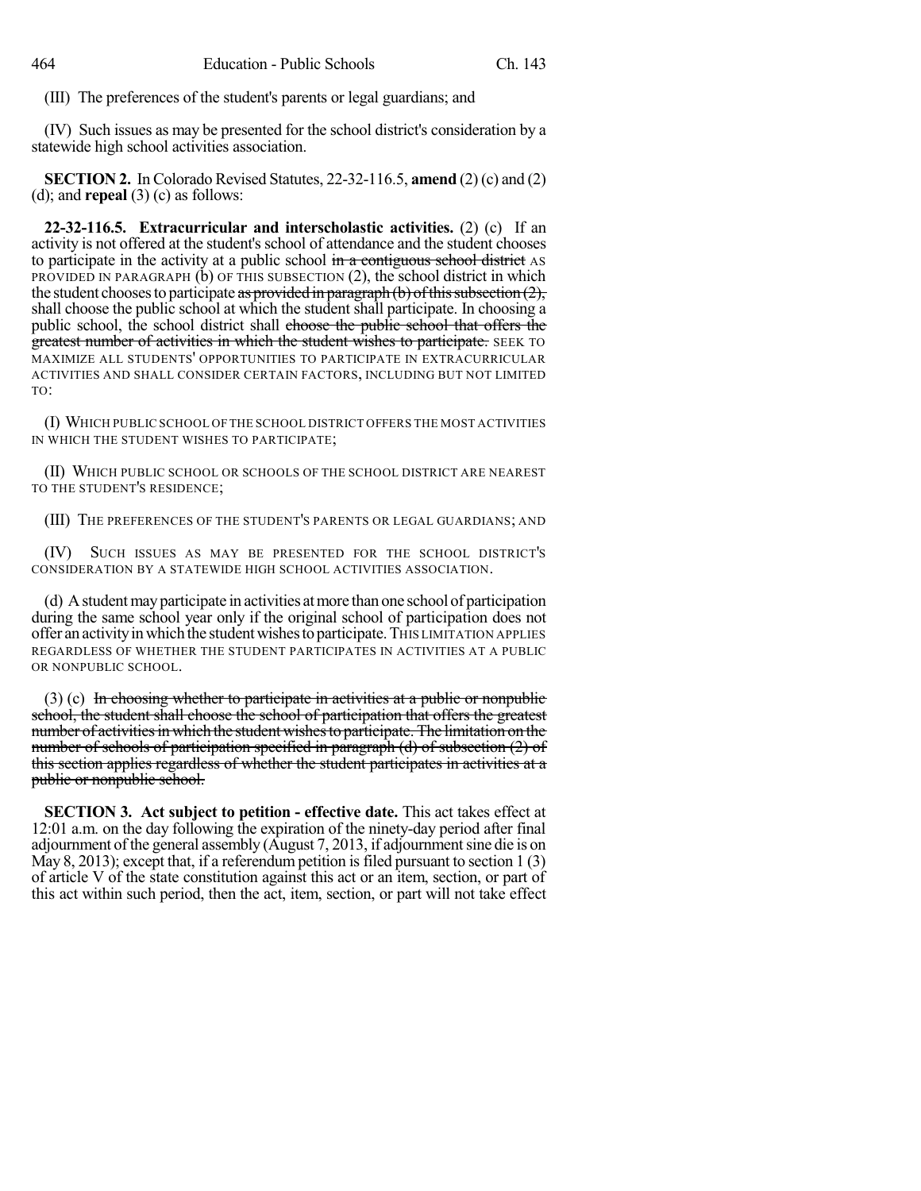(III) The preferences of the student's parents or legal guardians; and

(IV) Such issues as may be presented for the school district's consideration by a statewide high school activities association.

**SECTION 2.** In Colorado Revised Statutes, 22-32-116.5, **amend** (2) (c) and (2) (d); and **repeal** (3) (c) as follows:

**22-32-116.5. Extracurricular and interscholastic activities.** (2) (c) If an activity is not offered at the student's school of attendance and the student chooses to participate in the activity at a public school ~~in a contiguous school district~~ AS PROVIDED IN PARAGRAPH (b) OF THIS SUBSECTION (2), the school district in which the student chooses to participate ~~as provided in paragraph (b) of this subsection (2),~~ shall choose the public school at which the student shall participate. In choosing a public school, the school district shall ~~choose the public school that offers the greatest number of activities in which the student wishes to participate.~~ SEEK TO MAXIMIZE ALL STUDENTS' OPPORTUNITIES TO PARTICIPATE IN EXTRACURRICULAR ACTIVITIES AND SHALL CONSIDER CERTAIN FACTORS, INCLUDING BUT NOT LIMITED TO:

(I) WHICH PUBLIC SCHOOL OF THE SCHOOL DISTRICT OFFERS THE MOST ACTIVITIES IN WHICH THE STUDENT WISHES TO PARTICIPATE;

(II) WHICH PUBLIC SCHOOL OR SCHOOLS OF THE SCHOOL DISTRICT ARE NEAREST TO THE STUDENT'S RESIDENCE;

(III) THE PREFERENCES OF THE STUDENT'S PARENTS OR LEGAL GUARDIANS; AND

(IV) SUCH ISSUES AS MAY BE PRESENTED FOR THE SCHOOL DISTRICT'S CONSIDERATION BY A STATEWIDE HIGH SCHOOL ACTIVITIES ASSOCIATION.

(d) A student may participate in activities at more than one school of participation during the same school year only if the original school of participation does not offer an activity in which the student wishes to participate. THIS LIMITATION APPLIES REGARDLESS OF WHETHER THE STUDENT PARTICIPATES IN ACTIVITIES AT A PUBLIC OR NONPUBLIC SCHOOL.

(3) (c) ~~In choosing whether to participate in activities at a public or nonpublic school, the student shall choose the school of participation that offers the greatest number of activities in which the student wishes to participate. The limitation on the number of schools of participation specified in paragraph (d) of subsection (2) of this section applies regardless of whether the student participates in activities at a public or nonpublic school.~~

**SECTION 3. Act subject to petition - effective date.** This act takes effect at 12:01 a.m. on the day following the expiration of the ninety-day period after final adjournment of the general assembly (August 7, 2013, if adjournment sine die is on May 8, 2013); except that, if a referendum petition is filed pursuant to section 1 (3) of article V of the state constitution against this act or an item, section, or part of this act within such period, then the act, item, section, or part will not take effect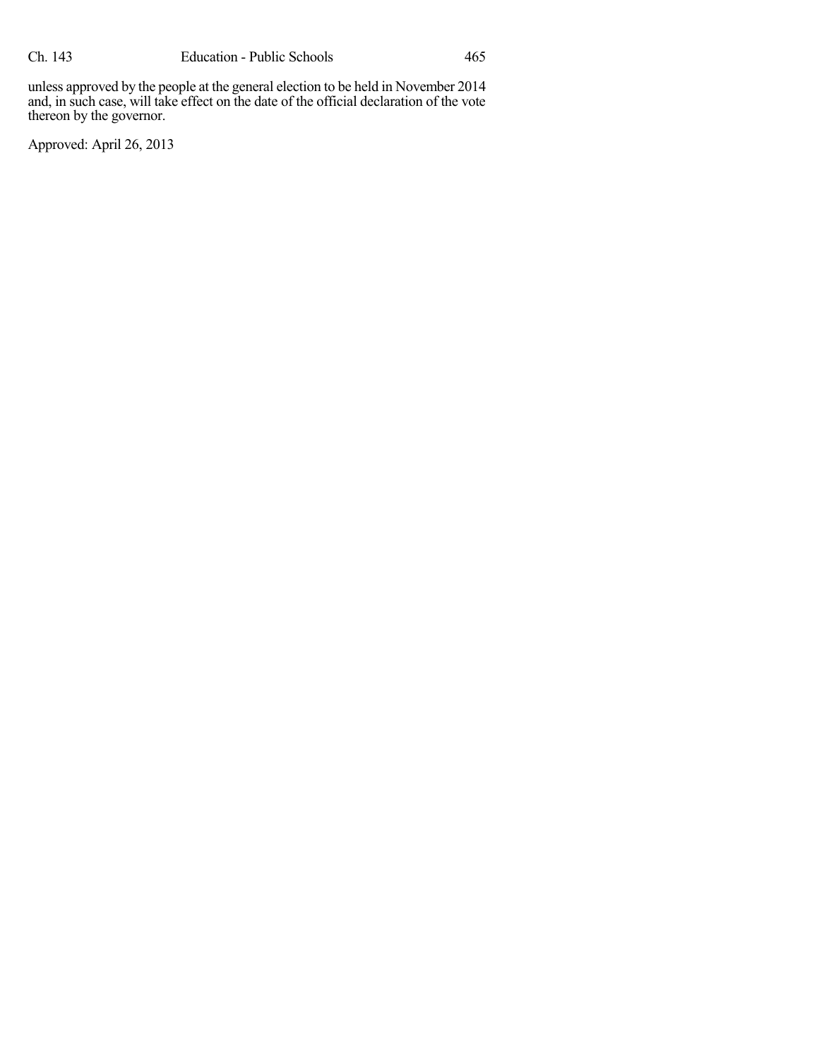unless approved by the people at the general election to be held in November 2014 and, in such case, will take effect on the date of the official declaration of the vote thereon by the governor.

Approved: April 26, 2013